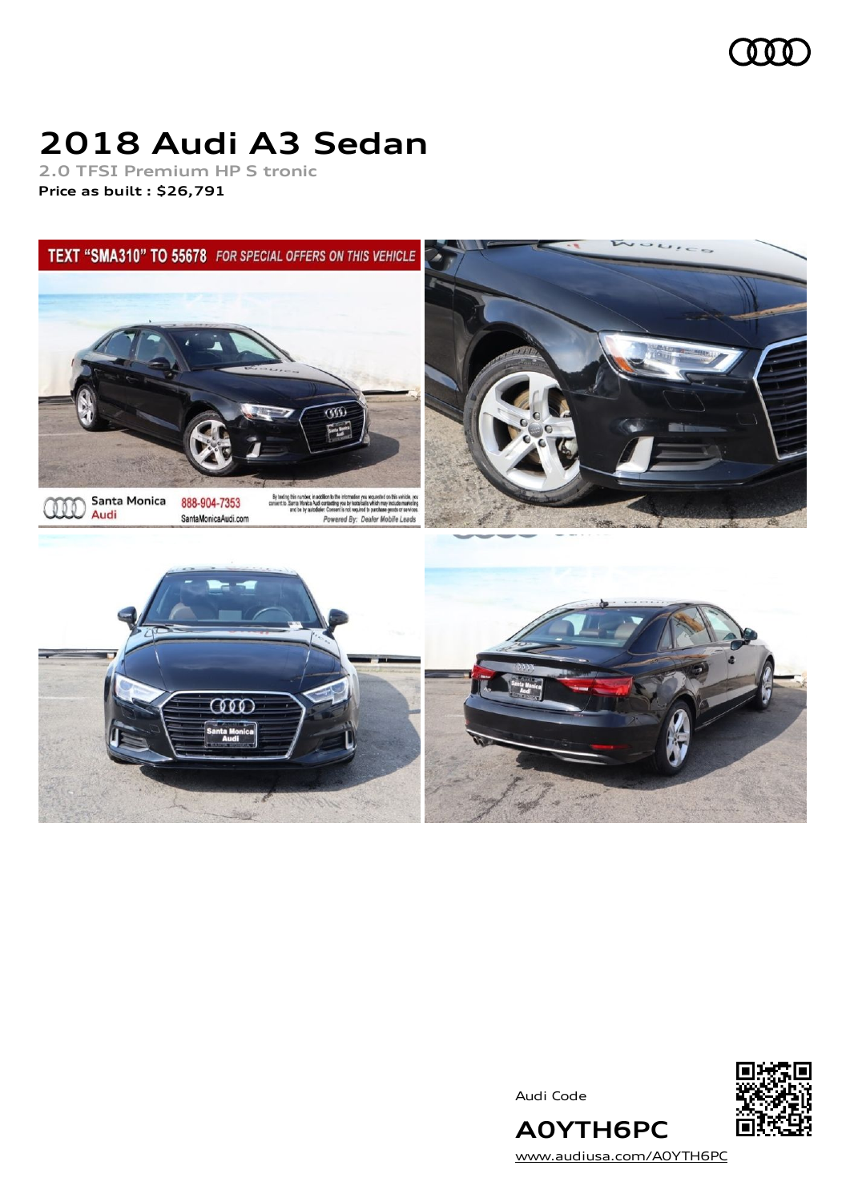# 2018 Audi A3 Sedan

2.0 TFSI Premium HP S tronic

**Price as built : $26,791**

Audi Code

**A0YTH6PC**

www.audiusa.com/A0YTH6PC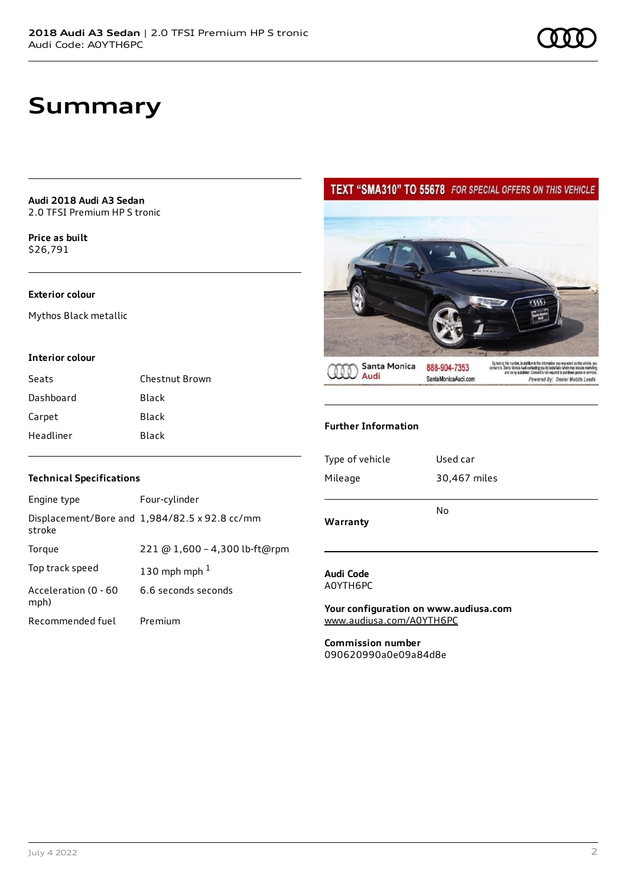# Summary

**Audi 2018 Audi A3 Sedan**
2.0 TFSI Premium HP S tronic

**Price as built**
$26,791

### Exterior colour

Mythos Black metallic

### Interior colour

| | |
|---|---|
| Seats | Chestnut Brown |
| Dashboard | Black |
| Carpet | Black |
| Headliner | Black |

### Technical Specifications

| | |
|---|---|
| Engine type | Four-cylinder |
| Displacement/Bore and stroke | 1,984/82.5 x 92.8 cc/mm |
| Torque | 221 @ 1,600 - 4,300 lb-ft@rpm |
| Top track speed | 130 mph mph [1] |
| Acceleration (0 - 60 mph) | 6.6 seconds seconds |
| Recommended fuel | Premium |

### Further Information

| | |
|---|---|
| Type of vehicle | Used car |
| Mileage | 30,467 miles |
| **Warranty** | No |

**Audi Code**
A0YTH6PC

**Your configuration on www.audiusa.com**
www.audiusa.com/A0YTH6PC

**Commission number**
090620990a0e09a84d8e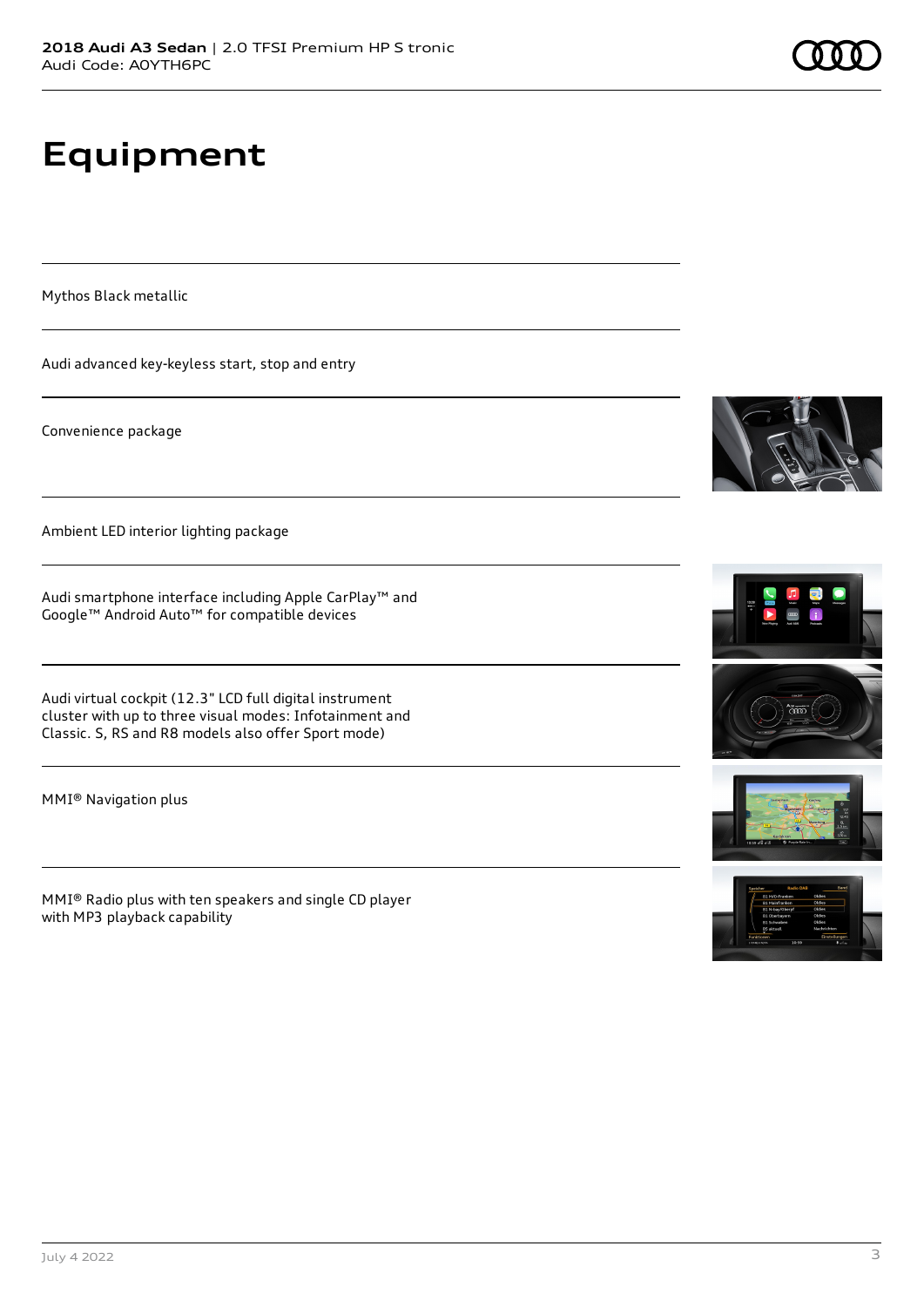# Equipment

Mythos Black metallic

Audi advanced key-keyless start, stop and entry

Convenience package

Ambient LED interior lighting package

Audi smartphone interface including Apple CarPlay™ and Google™ Android Auto™ for compatible devices

Audi virtual cockpit (12.3" LCD full digital instrument cluster with up to three visual modes: Infotainment and Classic. S, RS and R8 models also offer Sport mode)

MMI® Navigation plus

MMI® Radio plus with ten speakers and single CD player with MP3 playback capability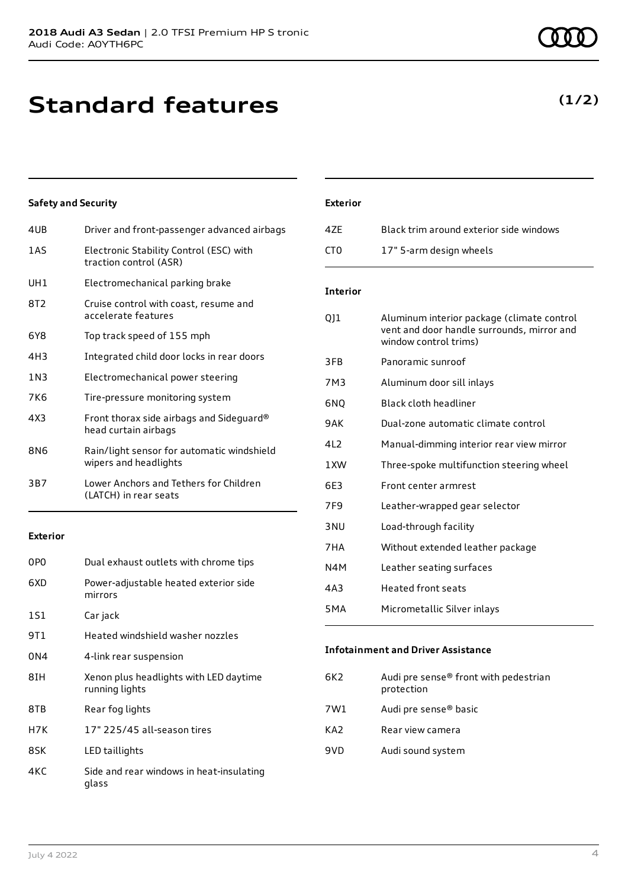# Standard features

**(1/2)**

### Safety and Security

| | |
|---|---|
| 4UB | Driver and front-passenger advanced airbags |
| 1AS | Electronic Stability Control (ESC) with traction control (ASR) |
| UH1 | Electromechanical parking brake |
| 8T2 | Cruise control with coast, resume and accelerate features |
| 6Y8 | Top track speed of 155 mph |
| 4H3 | Integrated child door locks in rear doors |
| 1N3 | Electromechanical power steering |
| 7K6 | Tire-pressure monitoring system |
| 4X3 | Front thorax side airbags and Sideguard® head curtain airbags |
| 8N6 | Rain/light sensor for automatic windshield wipers and headlights |
| 3B7 | Lower Anchors and Tethers for Children (LATCH) in rear seats |

### Exterior

| | |
|---|---|
| 0P0 | Dual exhaust outlets with chrome tips |
| 6XD | Power-adjustable heated exterior side mirrors |
| 1S1 | Car jack |
| 9T1 | Heated windshield washer nozzles |
| 0N4 | 4-link rear suspension |
| 8IH | Xenon plus headlights with LED daytime running lights |
| 8TB | Rear fog lights |
| H7K | 17" 225/45 all-season tires |
| 8SK | LED taillights |
| 4KC | Side and rear windows in heat-insulating glass |

### Exterior

| | |
|---|---|
| 4ZE | Black trim around exterior side windows |
| CT0 | 17" 5-arm design wheels |

### Interior

| | |
|---|---|
| QJ1 | Aluminum interior package (climate control vent and door handle surrounds, mirror and window control trims) |
| 3FB | Panoramic sunroof |
| 7M3 | Aluminum door sill inlays |
| 6NQ | Black cloth headliner |
| 9AK | Dual-zone automatic climate control |
| 4L2 | Manual-dimming interior rear view mirror |
| 1XW | Three-spoke multifunction steering wheel |
| 6E3 | Front center armrest |
| 7F9 | Leather-wrapped gear selector |
| 3NU | Load-through facility |
| 7HA | Without extended leather package |
| N4M | Leather seating surfaces |
| 4A3 | Heated front seats |
| 5MA | Micrometallic Silver inlays |

### Infotainment and Driver Assistance

| | |
|---|---|
| 6K2 | Audi pre sense® front with pedestrian protection |
| 7W1 | Audi pre sense® basic |
| KA2 | Rear view camera |
| 9VD | Audi sound system |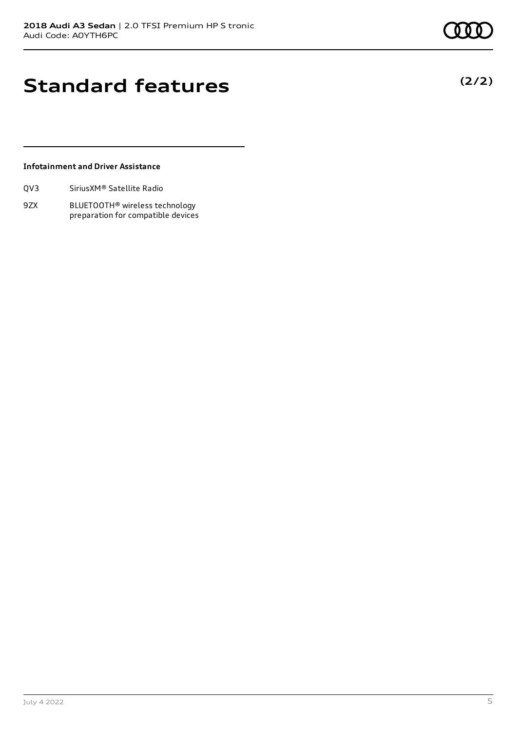# Standard features

**(2/2)**

**Infotainment and Driver Assistance**

| | |
|---|---|
| QV3 | SiriusXM® Satellite Radio |
| 9ZX | BLUETOOTH® wireless technology preparation for compatible devices |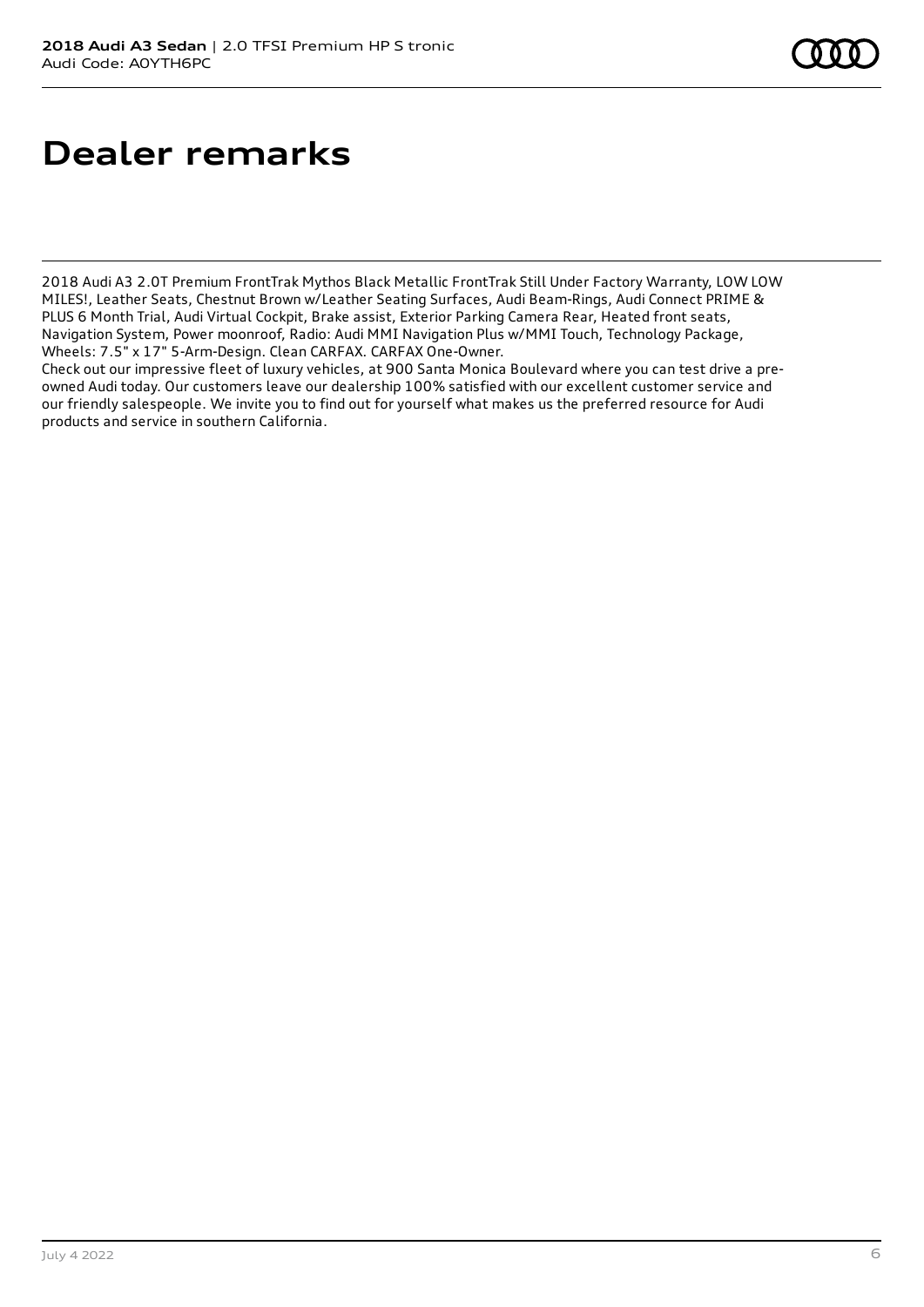# Dealer remarks

2018 Audi A3 2.0T Premium FrontTrak Mythos Black Metallic FrontTrak Still Under Factory Warranty, LOW LOW MILES!, Leather Seats, Chestnut Brown w/Leather Seating Surfaces, Audi Beam-Rings, Audi Connect PRIME & PLUS 6 Month Trial, Audi Virtual Cockpit, Brake assist, Exterior Parking Camera Rear, Heated front seats, Navigation System, Power moonroof, Radio: Audi MMI Navigation Plus w/MMI Touch, Technology Package, Wheels: 7.5" x 17" 5-Arm-Design. Clean CARFAX. CARFAX One-Owner.
Check out our impressive fleet of luxury vehicles, at 900 Santa Monica Boulevard where you can test drive a pre-owned Audi today. Our customers leave our dealership 100% satisfied with our excellent customer service and our friendly salespeople. We invite you to find out for yourself what makes us the preferred resource for Audi products and service in southern California.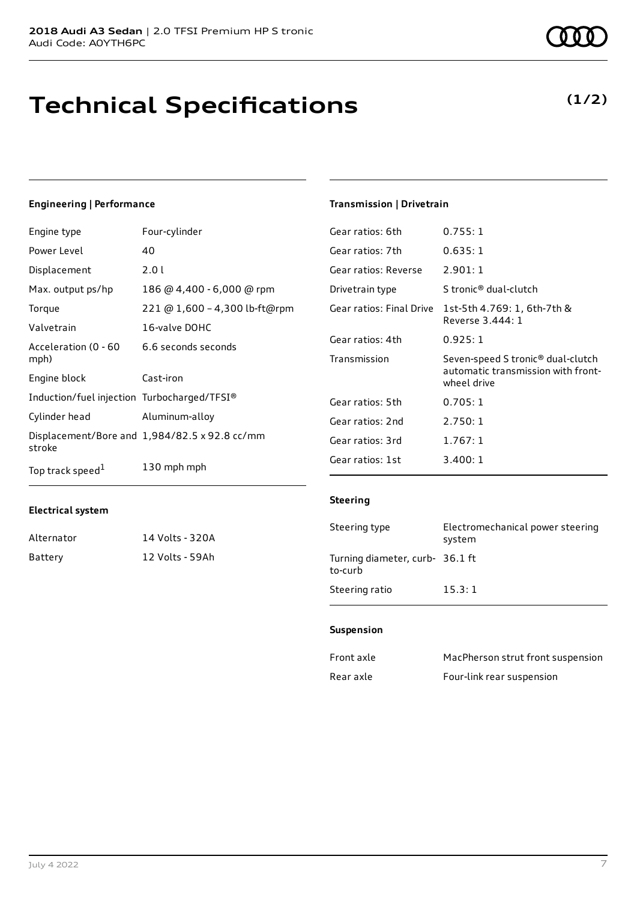**2018 Audi A3 Sedan** | 2.0 TFSI Premium HP S tronic
Audi Code: A0YTH6PC

# Technical Specifications

**(1/2)**

### Engineering | Performance

| | |
|---|---|
| Engine type | Four-cylinder |
| Power Level | 40 |
| Displacement | 2.0 l |
| Max. output ps/hp | 186 @ 4,400 - 6,000 @ rpm |
| Torque | 221 @ 1,600 – 4,300 lb-ft@rpm |
| Valvetrain | 16-valve DOHC |
| Acceleration (0 - 60 mph) | 6.6 seconds seconds |
| Engine block | Cast-iron |
| Induction/fuel injection | Turbocharged/TFSI® |
| Cylinder head | Aluminum-alloy |
| Displacement/Bore and stroke | 1,984/82.5 x 92.8 cc/mm |
| Top track speed[1] | 130 mph mph |

### Electrical system

| | |
|---|---|
| Alternator | 14 Volts - 320A |
| Battery | 12 Volts - 59Ah |

### Transmission | Drivetrain

| | |
|---|---|
| Gear ratios: 6th | 0.755: 1 |
| Gear ratios: 7th | 0.635: 1 |
| Gear ratios: Reverse | 2.901: 1 |
| Drivetrain type | S tronic® dual-clutch |
| Gear ratios: Final Drive | 1st-5th 4.769: 1, 6th-7th & Reverse 3.444: 1 |
| Gear ratios: 4th | 0.925: 1 |
| Transmission | Seven-speed S tronic® dual-clutch automatic transmission with front-wheel drive |
| Gear ratios: 5th | 0.705: 1 |
| Gear ratios: 2nd | 2.750: 1 |
| Gear ratios: 3rd | 1.767: 1 |
| Gear ratios: 1st | 3.400: 1 |

### Steering

| | |
|---|---|
| Steering type | Electromechanical power steering system |
| Turning diameter, curb-to-curb | 36.1 ft |
| Steering ratio | 15.3: 1 |

### Suspension

| | |
|---|---|
| Front axle | MacPherson strut front suspension |
| Rear axle | Four-link rear suspension |

July 4 2022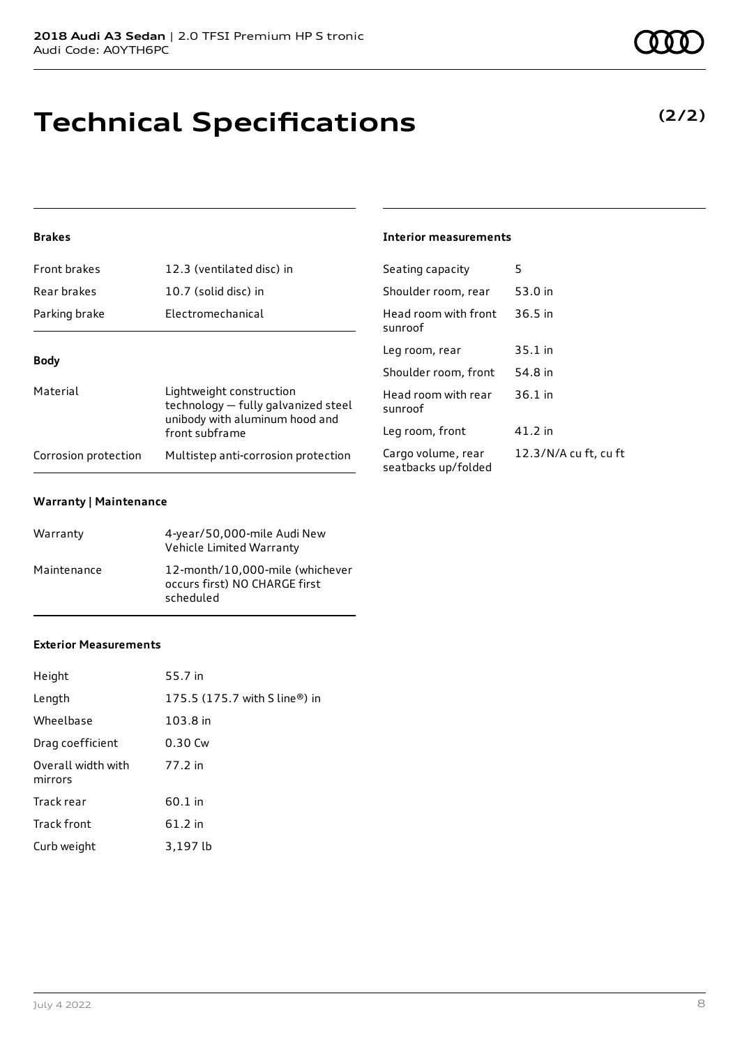# Technical Specifications

**(2/2)**

### Brakes

| | |
|---|---|
| Front brakes | 12.3 (ventilated disc) in |
| Rear brakes | 10.7 (solid disc) in |
| Parking brake | Electromechanical |

### Body

| | |
|---|---|
| Material | Lightweight construction technology — fully galvanized steel unibody with aluminum hood and front subframe |
| Corrosion protection | Multistep anti-corrosion protection |

### Warranty | Maintenance

| | |
|---|---|
| Warranty | 4-year/50,000-mile Audi New Vehicle Limited Warranty |
| Maintenance | 12-month/10,000-mile (whichever occurs first) NO CHARGE first scheduled |

### Exterior Measurements

| | |
|---|---|
| Height | 55.7 in |
| Length | 175.5 (175.7 with S line®) in |
| Wheelbase | 103.8 in |
| Drag coefficient | 0.30 Cw |
| Overall width with mirrors | 77.2 in |
| Track rear | 60.1 in |
| Track front | 61.2 in |
| Curb weight | 3,197 lb |

### Interior measurements

| | |
|---|---|
| Seating capacity | 5 |
| Shoulder room, rear | 53.0 in |
| Head room with front sunroof | 36.5 in |
| Leg room, rear | 35.1 in |
| Shoulder room, front | 54.8 in |
| Head room with rear sunroof | 36.1 in |
| Leg room, front | 41.2 in |
| Cargo volume, rear seatbacks up/folded | 12.3/N/A cu ft, cu ft |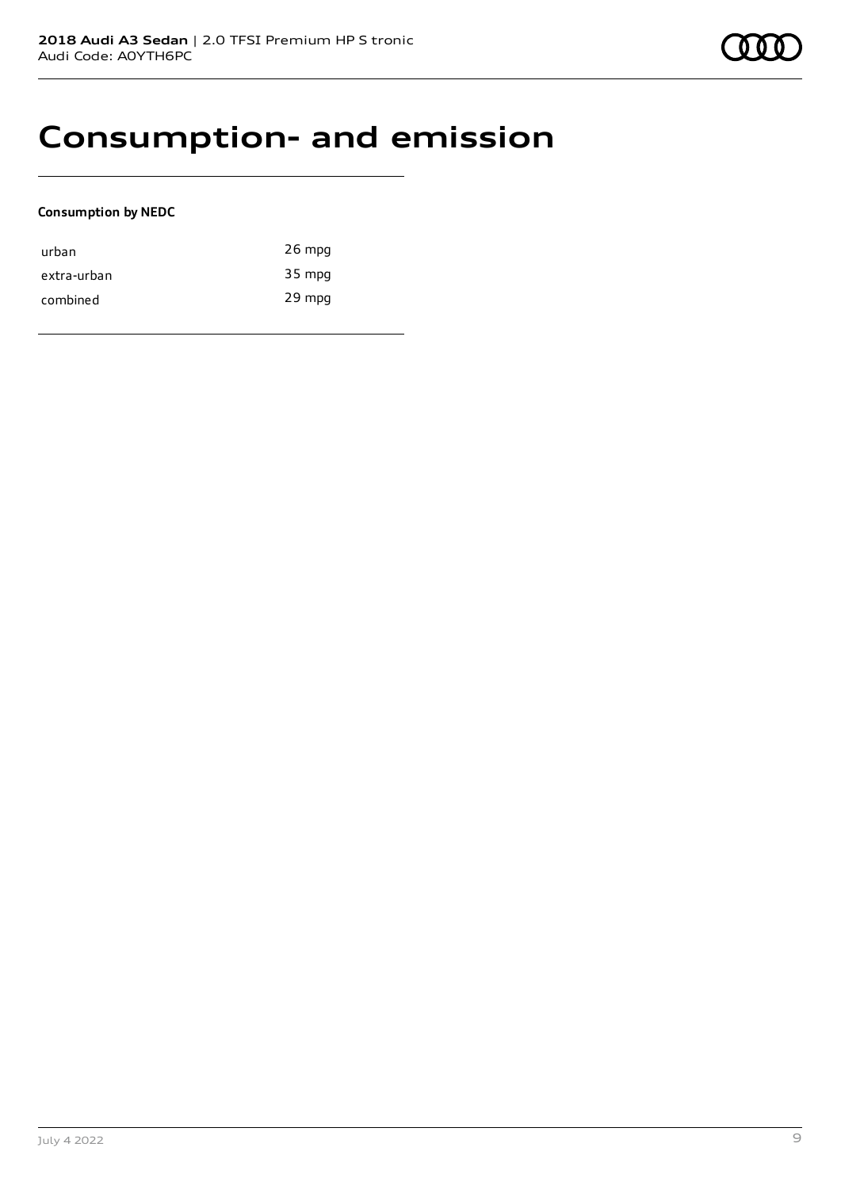# Consumption- and emission

**Consumption by NEDC**

| | |
|---|---|
| urban | 26 mpg |
| extra-urban | 35 mpg |
| combined | 29 mpg |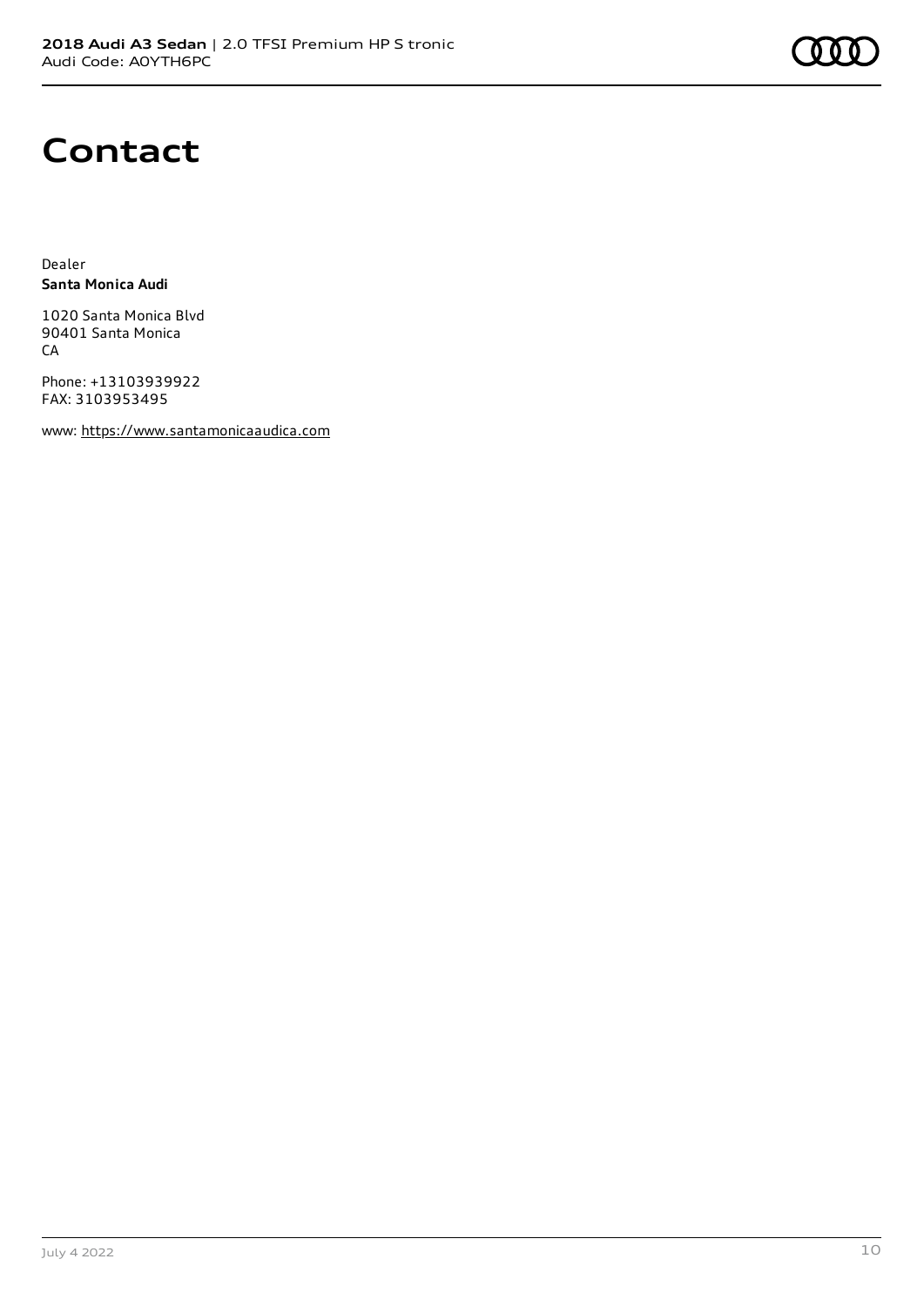# Contact

Dealer
**Santa Monica Audi**

1020 Santa Monica Blvd
90401 Santa Monica
CA

Phone: +13103939922
FAX: 3103953495

www: https://www.santamonicaaudica.com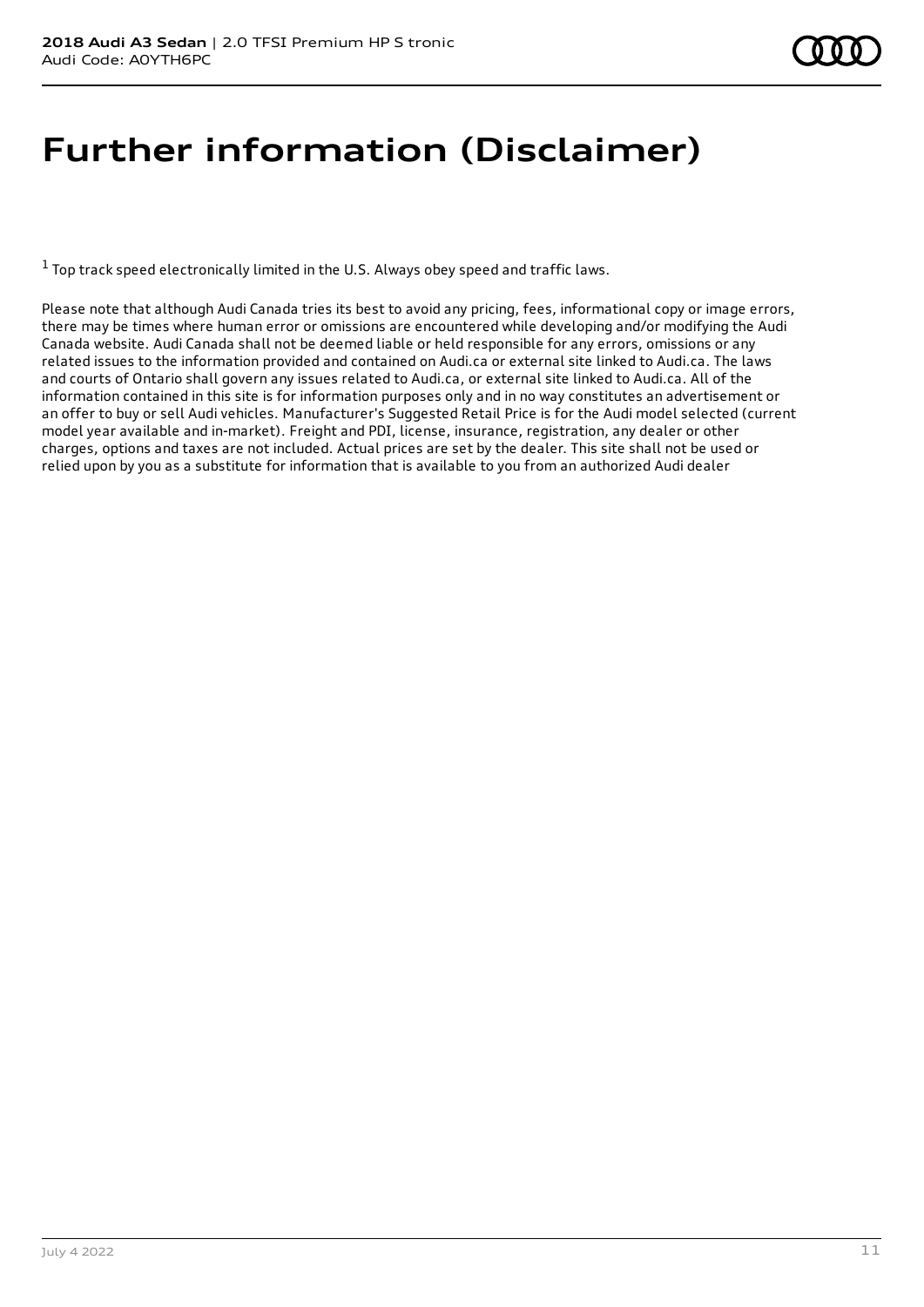# Further information (Disclaimer)

[1] Top track speed electronically limited in the U.S. Always obey speed and traffic laws.

Please note that although Audi Canada tries its best to avoid any pricing, fees, informational copy or image errors, there may be times where human error or omissions are encountered while developing and/or modifying the Audi Canada website. Audi Canada shall not be deemed liable or held responsible for any errors, omissions or any related issues to the information provided and contained on Audi.ca or external site linked to Audi.ca. The laws and courts of Ontario shall govern any issues related to Audi.ca, or external site linked to Audi.ca. All of the information contained in this site is for information purposes only and in no way constitutes an advertisement or an offer to buy or sell Audi vehicles. Manufacturer's Suggested Retail Price is for the Audi model selected (current model year available and in-market). Freight and PDI, license, insurance, registration, any dealer or other charges, options and taxes are not included. Actual prices are set by the dealer. This site shall not be used or relied upon by you as a substitute for information that is available to you from an authorized Audi dealer